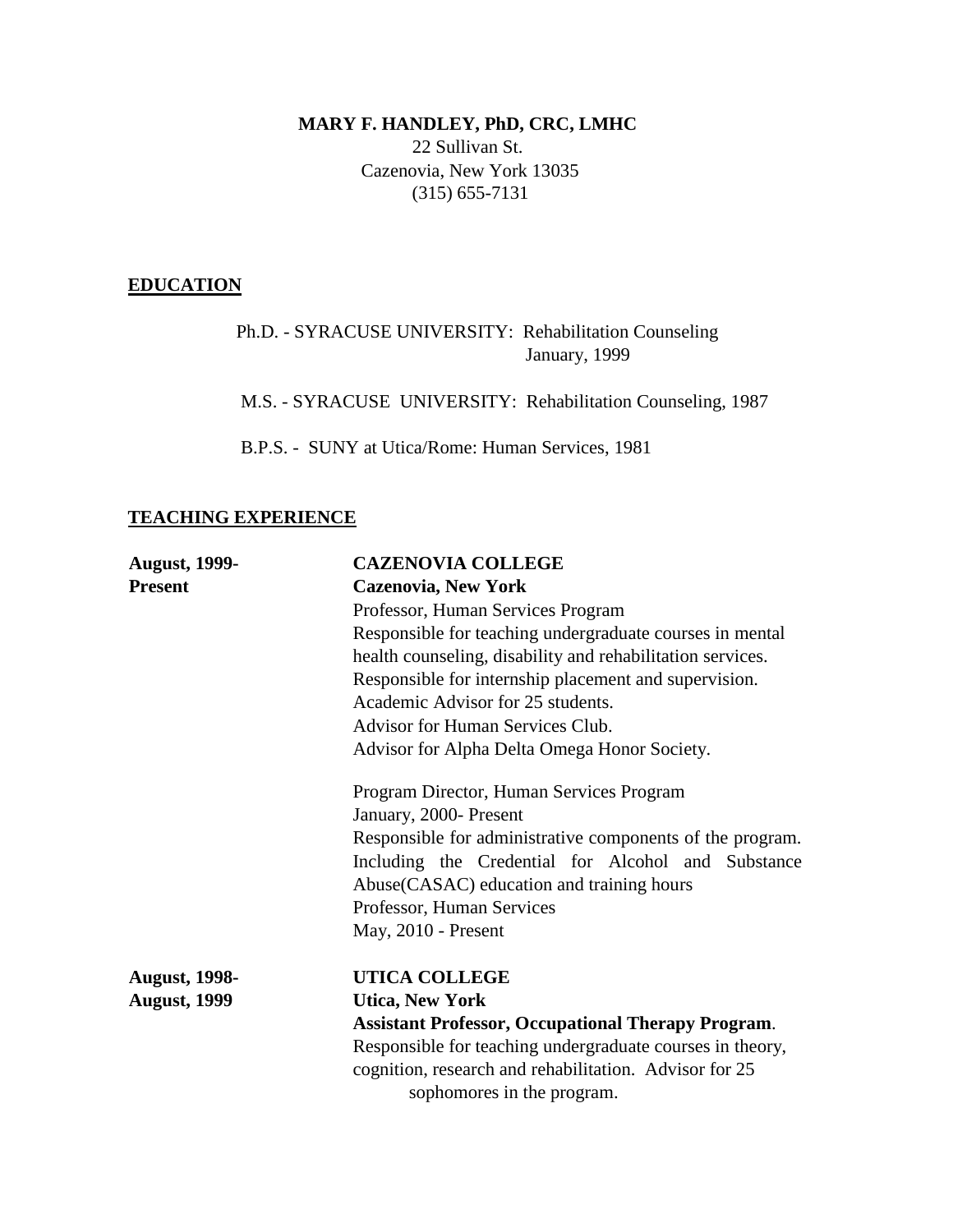**MARY F. HANDLEY, PhD, CRC, LMHC**

22 Sullivan St.
Cazenovia, New York 13035
(315) 655-7131

## EDUCATION

Ph.D. - SYRACUSE UNIVERSITY: Rehabilitation Counseling
January, 1999

M.S. - SYRACUSE UNIVERSITY: Rehabilitation Counseling, 1987

B.P.S. - SUNY at Utica/Rome: Human Services, 1981

## TEACHING EXPERIENCE

**August, 1999- Present**

**CAZENOVIA COLLEGE**
**Cazenovia, New York**

Professor, Human Services Program
Responsible for teaching undergraduate courses in mental health counseling, disability and rehabilitation services.
Responsible for internship placement and supervision.
Academic Advisor for 25 students.
Advisor for Human Services Club.
Advisor for Alpha Delta Omega Honor Society.

Program Director, Human Services Program
January, 2000- Present
Responsible for administrative components of the program. Including the Credential for Alcohol and Substance Abuse(CASAC) education and training hours
Professor, Human Services
May, 2010 - Present

**August, 1998- August, 1999**

**UTICA COLLEGE**
**Utica, New York**

**Assistant Professor, Occupational Therapy Program**.
Responsible for teaching undergraduate courses in theory, cognition, research and rehabilitation. Advisor for 25 sophomores in the program.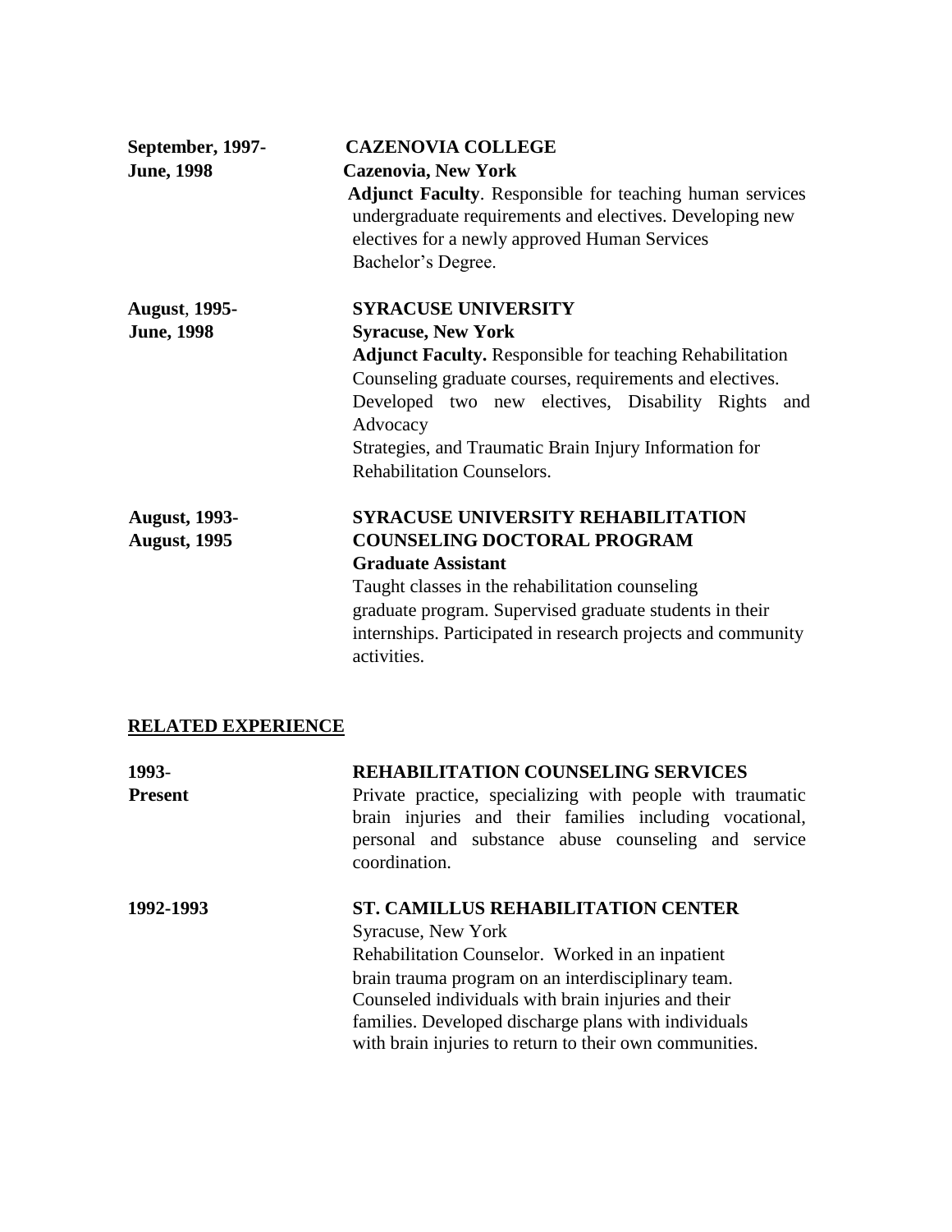**September, 1997- June, 1998**

**CAZENOVIA COLLEGE**
**Cazenovia, New York**
**Adjunct Faculty**. Responsible for teaching human services undergraduate requirements and electives. Developing new electives for a newly approved Human Services Bachelor's Degree.

**August, 1995- June, 1998**

**SYRACUSE UNIVERSITY**
**Syracuse, New York**
**Adjunct Faculty.** Responsible for teaching Rehabilitation Counseling graduate courses, requirements and electives. Developed two new electives, Disability Rights and Advocacy
Strategies, and Traumatic Brain Injury Information for Rehabilitation Counselors.

**August, 1993- August, 1995**

**SYRACUSE UNIVERSITY REHABILITATION COUNSELING DOCTORAL PROGRAM**
**Graduate Assistant**
Taught classes in the rehabilitation counseling graduate program. Supervised graduate students in their internships. Participated in research projects and community activities.

## RELATED EXPERIENCE

**1993- Present**

**REHABILITATION COUNSELING SERVICES**
Private practice, specializing with people with traumatic brain injuries and their families including vocational, personal and substance abuse counseling and service coordination.

**1992-1993**

**ST. CAMILLUS REHABILITATION CENTER**
Syracuse, New York
Rehabilitation Counselor. Worked in an inpatient brain trauma program on an interdisciplinary team. Counseled individuals with brain injuries and their families. Developed discharge plans with individuals with brain injuries to return to their own communities.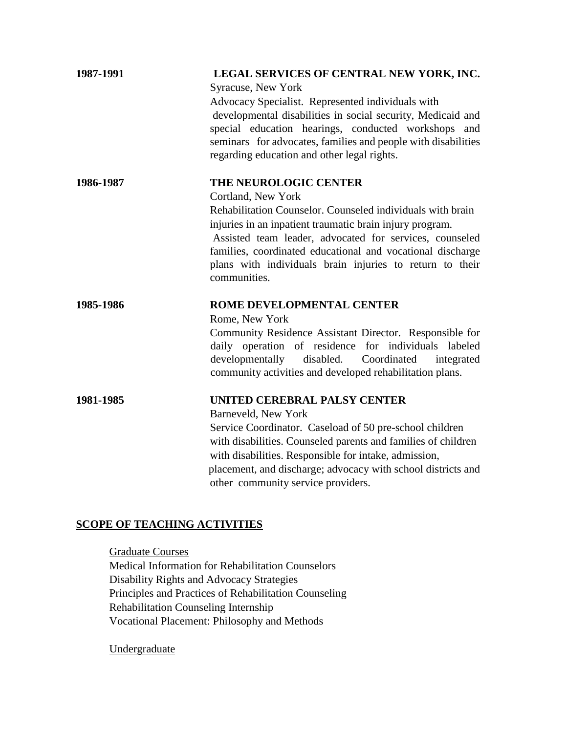**1987-1991** **LEGAL SERVICES OF CENTRAL NEW YORK, INC.**
Syracuse, New York
Advocacy Specialist. Represented individuals with developmental disabilities in social security, Medicaid and special education hearings, conducted workshops and seminars for advocates, families and people with disabilities regarding education and other legal rights.

**1986-1987** **THE NEUROLOGIC CENTER**
Cortland, New York
Rehabilitation Counselor. Counseled individuals with brain injuries in an inpatient traumatic brain injury program. Assisted team leader, advocated for services, counseled families, coordinated educational and vocational discharge plans with individuals brain injuries to return to their communities.

**1985-1986** **ROME DEVELOPMENTAL CENTER**
Rome, New York
Community Residence Assistant Director. Responsible for daily operation of residence for individuals labeled developmentally disabled. Coordinated integrated community activities and developed rehabilitation plans.

**1981-1985** **UNITED CEREBRAL PALSY CENTER**
Barneveld, New York
Service Coordinator. Caseload of 50 pre-school children with disabilities. Counseled parents and families of children with disabilities. Responsible for intake, admission, placement, and discharge; advocacy with school districts and other community service providers.

## SCOPE OF TEACHING ACTIVITIES

Graduate Courses

Medical Information for Rehabilitation Counselors
Disability Rights and Advocacy Strategies
Principles and Practices of Rehabilitation Counseling
Rehabilitation Counseling Internship
Vocational Placement: Philosophy and Methods

Undergraduate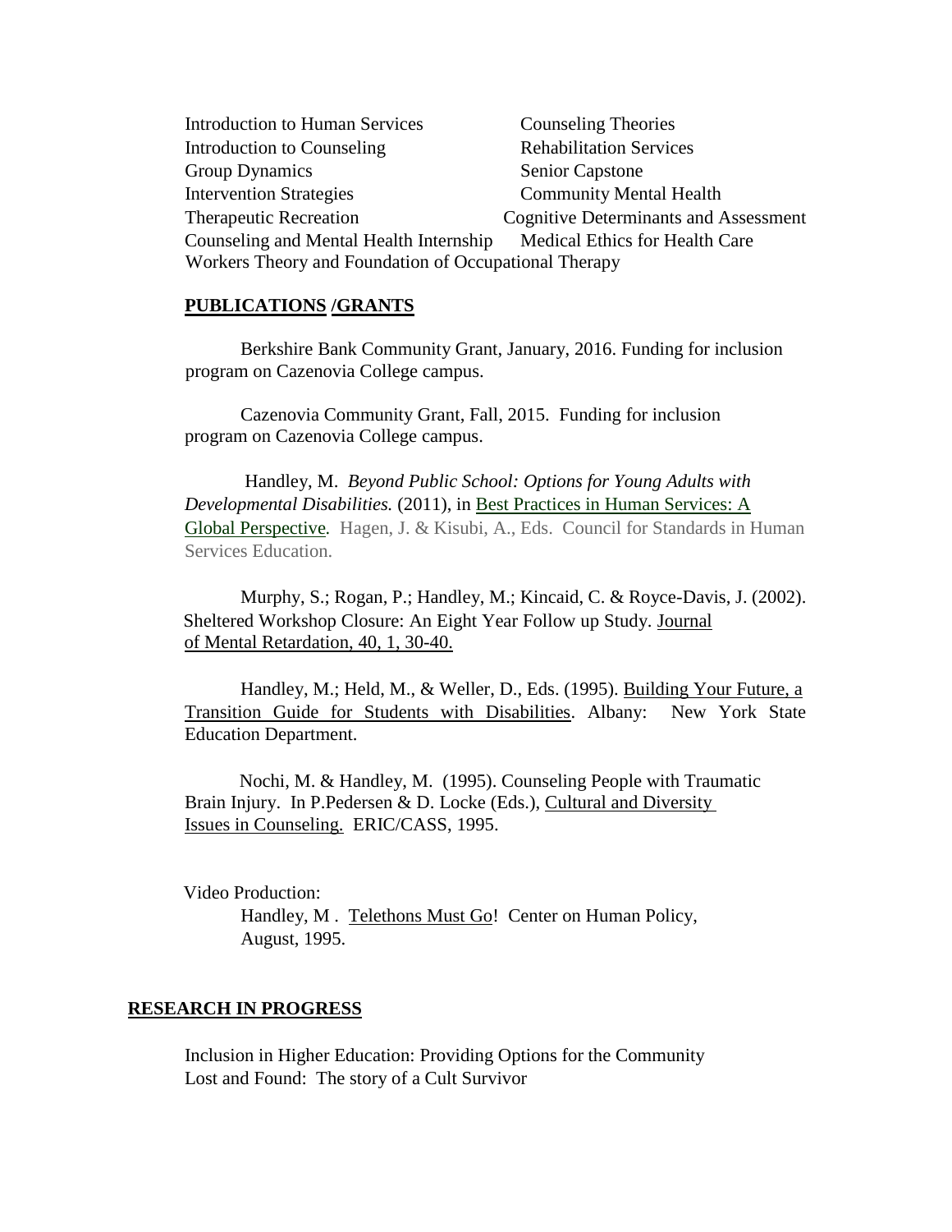Introduction to Human Services  
Introduction to Counseling  
Group Dynamics  
Intervention Strategies  
Therapeutic Recreation  
Counseling and Mental Health Internship  
Counseling Theories  
Rehabilitation Services  
Senior Capstone  
Community Mental Health  
Cognitive Determinants and Assessment  
Medical Ethics for Health Care Workers  
Theory and Foundation of Occupational Therapy

## PUBLICATIONS /GRANTS

Berkshire Bank Community Grant, January, 2016. Funding for inclusion program on Cazenovia College campus.

Cazenovia Community Grant, Fall, 2015. Funding for inclusion program on Cazenovia College campus.

Handley, M. *Beyond Public School: Options for Young Adults with Developmental Disabilities.* (2011), in Best Practices in Human Services: A Global Perspective. Hagen, J. & Kisubi, A., Eds. Council for Standards in Human Services Education.

Murphy, S.; Rogan, P.; Handley, M.; Kincaid, C. & Royce-Davis, J. (2002). Sheltered Workshop Closure: An Eight Year Follow up Study. Journal of Mental Retardation, 40, 1, 30-40.

Handley, M.; Held, M., & Weller, D., Eds. (1995). Building Your Future, a Transition Guide for Students with Disabilities. Albany: New York State Education Department.

Nochi, M. & Handley, M. (1995). Counseling People with Traumatic Brain Injury. In P.Pedersen & D. Locke (Eds.), Cultural and Diversity Issues in Counseling. ERIC/CASS, 1995.

Video Production:

Handley, M . Telethons Must Go! Center on Human Policy, August, 1995.

## RESEARCH IN PROGRESS

Inclusion in Higher Education: Providing Options for the Community  
Lost and Found: The story of a Cult Survivor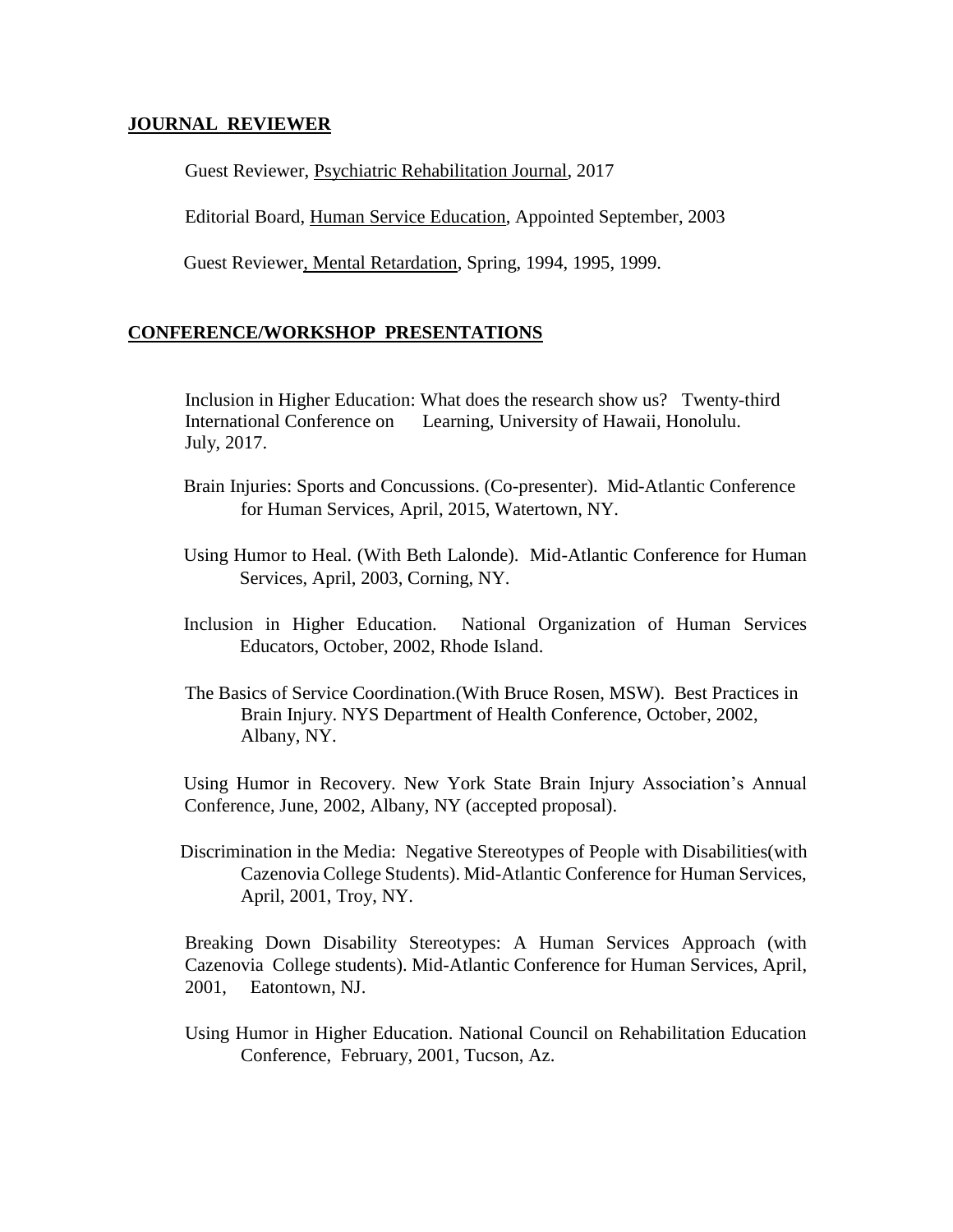## JOURNAL REVIEWER

Guest Reviewer, Psychiatric Rehabilitation Journal, 2017

Editorial Board, Human Service Education, Appointed September, 2003

Guest Reviewer, Mental Retardation, Spring, 1994, 1995, 1999.

## CONFERENCE/WORKSHOP PRESENTATIONS

Inclusion in Higher Education: What does the research show us? Twenty-third International Conference on Learning, University of Hawaii, Honolulu. July, 2017.

Brain Injuries: Sports and Concussions. (Co-presenter). Mid-Atlantic Conference for Human Services, April, 2015, Watertown, NY.

Using Humor to Heal. (With Beth Lalonde). Mid-Atlantic Conference for Human Services, April, 2003, Corning, NY.

Inclusion in Higher Education. National Organization of Human Services Educators, October, 2002, Rhode Island.

The Basics of Service Coordination.(With Bruce Rosen, MSW). Best Practices in Brain Injury. NYS Department of Health Conference, October, 2002, Albany, NY.

Using Humor in Recovery. New York State Brain Injury Association's Annual Conference, June, 2002, Albany, NY (accepted proposal).

Discrimination in the Media: Negative Stereotypes of People with Disabilities(with Cazenovia College Students). Mid-Atlantic Conference for Human Services, April, 2001, Troy, NY.

Breaking Down Disability Stereotypes: A Human Services Approach (with Cazenovia College students). Mid-Atlantic Conference for Human Services, April, 2001, Eatontown, NJ.

Using Humor in Higher Education. National Council on Rehabilitation Education Conference, February, 2001, Tucson, Az.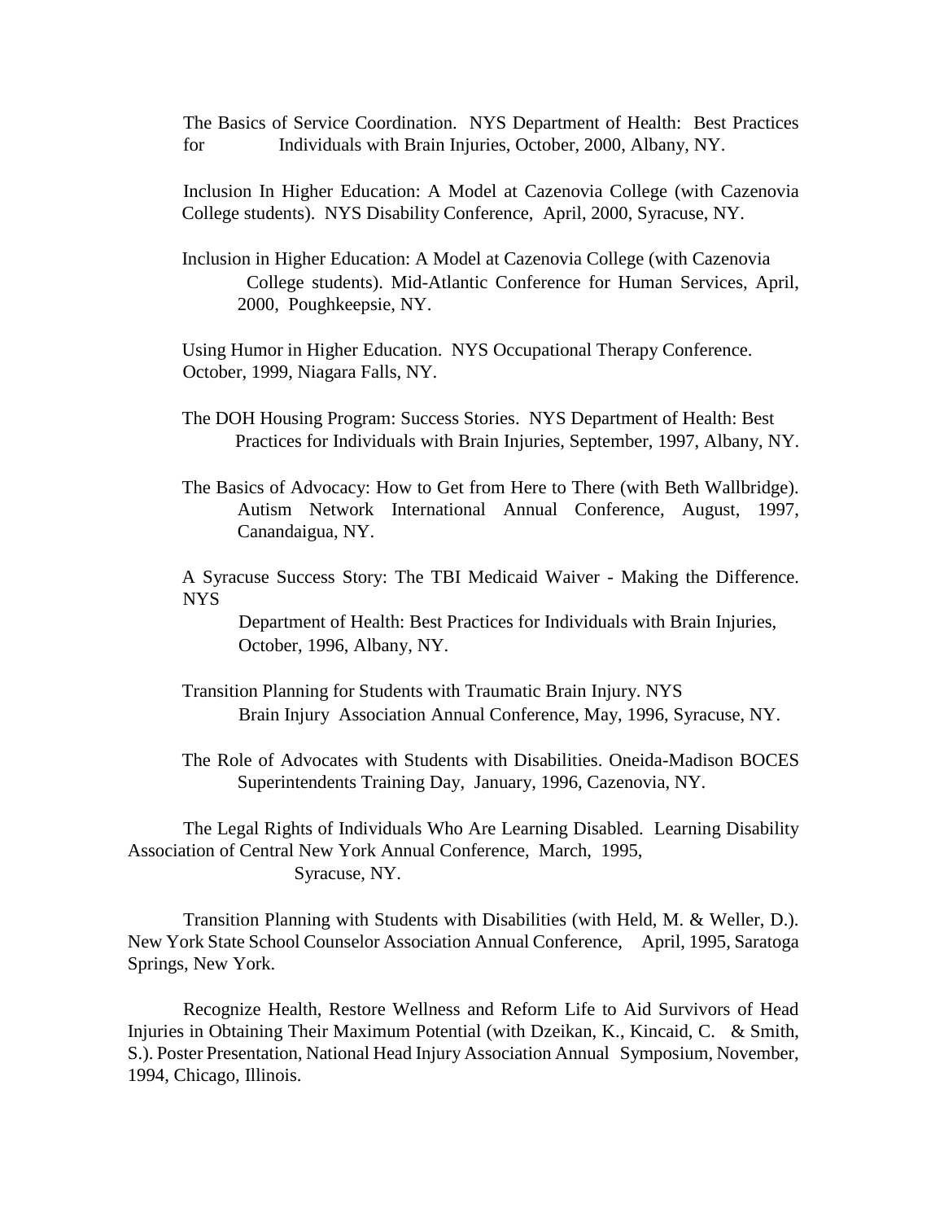The Basics of Service Coordination. NYS Department of Health: Best Practices for Individuals with Brain Injuries, October, 2000, Albany, NY.

Inclusion In Higher Education: A Model at Cazenovia College (with Cazenovia College students). NYS Disability Conference, April, 2000, Syracuse, NY.

Inclusion in Higher Education: A Model at Cazenovia College (with Cazenovia College students). Mid-Atlantic Conference for Human Services, April, 2000, Poughkeepsie, NY.

Using Humor in Higher Education. NYS Occupational Therapy Conference. October, 1999, Niagara Falls, NY.

The DOH Housing Program: Success Stories. NYS Department of Health: Best Practices for Individuals with Brain Injuries, September, 1997, Albany, NY.

The Basics of Advocacy: How to Get from Here to There (with Beth Wallbridge). Autism Network International Annual Conference, August, 1997, Canandaigua, NY.

A Syracuse Success Story: The TBI Medicaid Waiver - Making the Difference. NYS Department of Health: Best Practices for Individuals with Brain Injuries, October, 1996, Albany, NY.

Transition Planning for Students with Traumatic Brain Injury. NYS Brain Injury Association Annual Conference, May, 1996, Syracuse, NY.

The Role of Advocates with Students with Disabilities. Oneida-Madison BOCES Superintendents Training Day, January, 1996, Cazenovia, NY.

The Legal Rights of Individuals Who Are Learning Disabled. Learning Disability Association of Central New York Annual Conference, March, 1995, Syracuse, NY.

Transition Planning with Students with Disabilities (with Held, M. & Weller, D.). New York State School Counselor Association Annual Conference, April, 1995, Saratoga Springs, New York.

Recognize Health, Restore Wellness and Reform Life to Aid Survivors of Head Injuries in Obtaining Their Maximum Potential (with Dzeikan, K., Kincaid, C. & Smith, S.). Poster Presentation, National Head Injury Association Annual Symposium, November, 1994, Chicago, Illinois.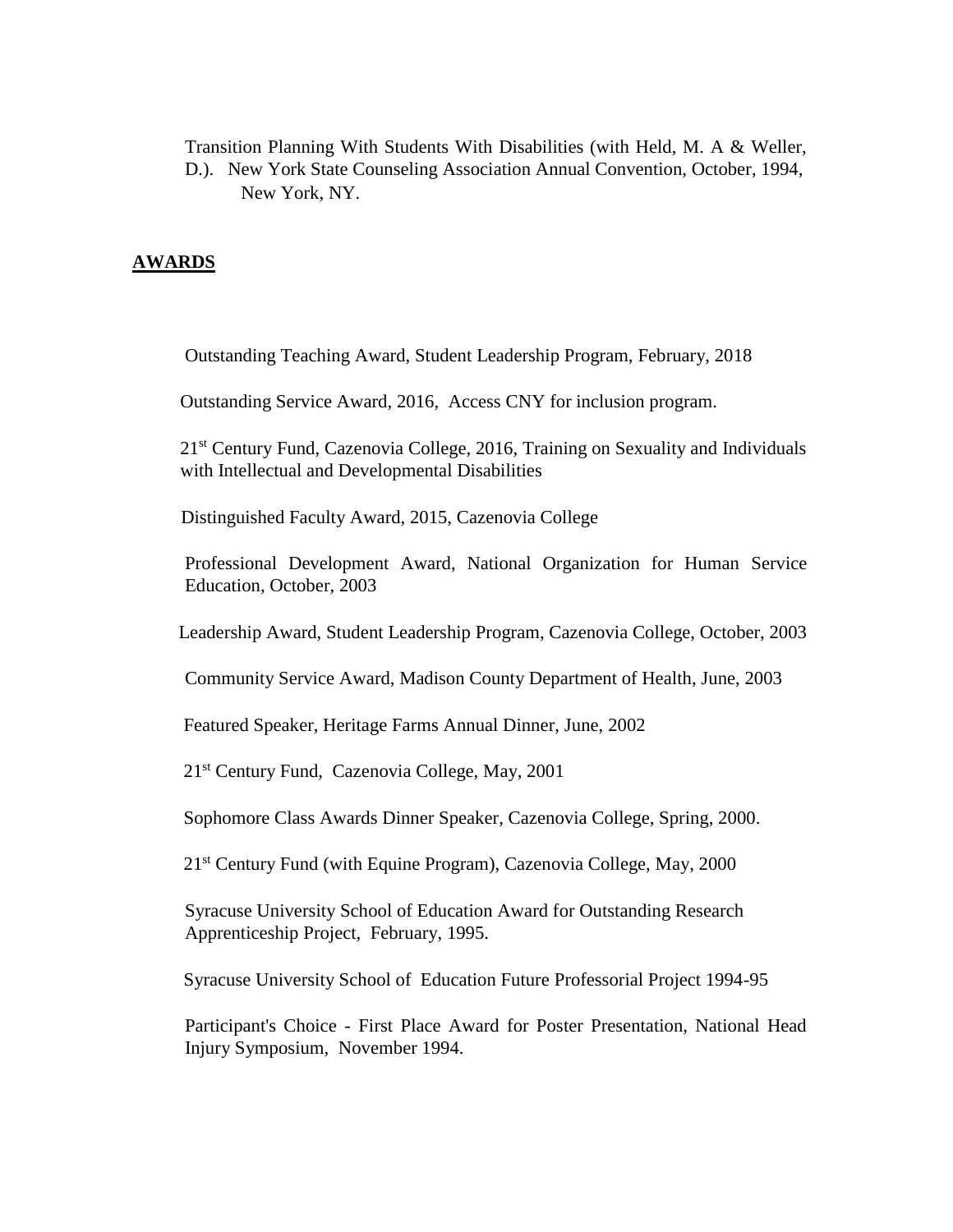Transition Planning With Students With Disabilities (with Held, M. A & Weller, D.). New York State Counseling Association Annual Convention, October, 1994, New York, NY.

## AWARDS

Outstanding Teaching Award, Student Leadership Program, February, 2018

Outstanding Service Award, 2016, Access CNY for inclusion program.

21st Century Fund, Cazenovia College, 2016, Training on Sexuality and Individuals with Intellectual and Developmental Disabilities

Distinguished Faculty Award, 2015, Cazenovia College

Professional Development Award, National Organization for Human Service Education, October, 2003

Leadership Award, Student Leadership Program, Cazenovia College, October, 2003

Community Service Award, Madison County Department of Health, June, 2003

Featured Speaker, Heritage Farms Annual Dinner, June, 2002

21st Century Fund, Cazenovia College, May, 2001

Sophomore Class Awards Dinner Speaker, Cazenovia College, Spring, 2000.

21st Century Fund (with Equine Program), Cazenovia College, May, 2000

Syracuse University School of Education Award for Outstanding Research Apprenticeship Project, February, 1995.

Syracuse University School of Education Future Professorial Project 1994-95

Participant's Choice - First Place Award for Poster Presentation, National Head Injury Symposium, November 1994.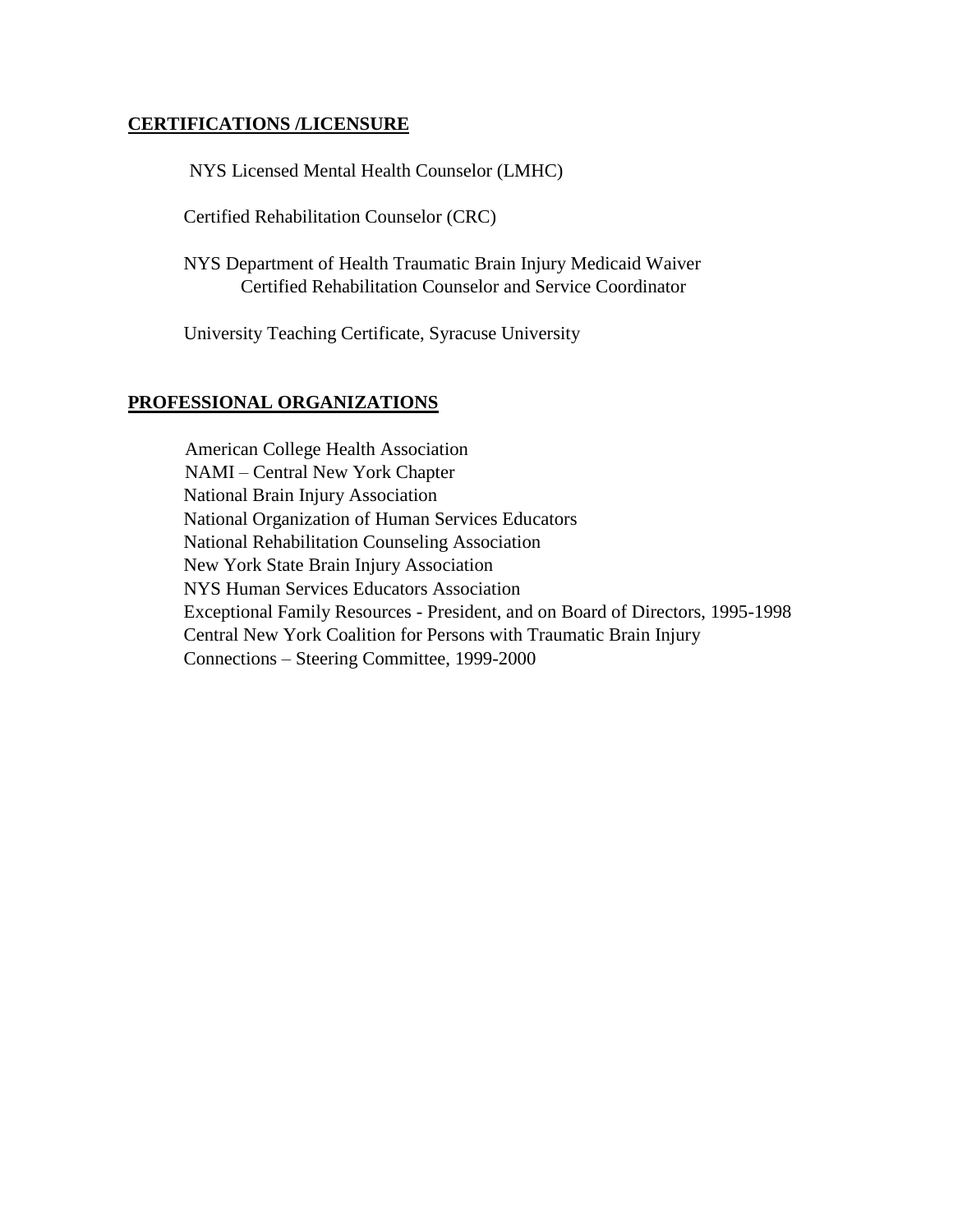## CERTIFICATIONS /LICENSURE

NYS Licensed Mental Health Counselor (LMHC)

Certified Rehabilitation Counselor (CRC)

NYS Department of Health Traumatic Brain Injury Medicaid Waiver
Certified Rehabilitation Counselor and Service Coordinator

University Teaching Certificate, Syracuse University

## PROFESSIONAL ORGANIZATIONS

American College Health Association
NAMI – Central New York Chapter
National Brain Injury Association
National Organization of Human Services Educators
National Rehabilitation Counseling Association
New York State Brain Injury Association
NYS Human Services Educators Association
Exceptional Family Resources - President, and on Board of Directors, 1995-1998
Central New York Coalition for Persons with Traumatic Brain Injury
Connections – Steering Committee, 1999-2000